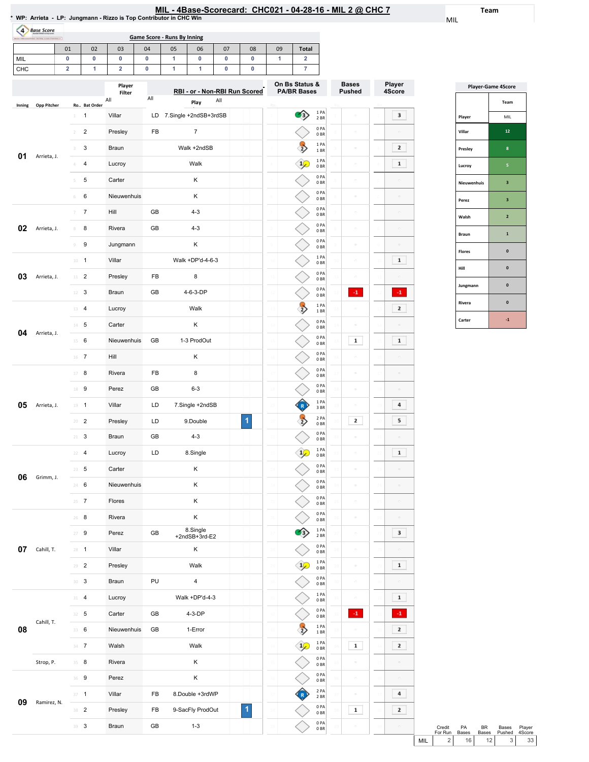# MIL - 4Base-Scorecard: CHC021 - 04-28-16 - MIL 2 @ CHC 7

* WP: Arrieta - LP: Jungmann - Rizzo is Top Contributor in CHC Win

Team: MIL

## Game Score - Runs By Inning

| | 01 | 02 | 03 | 04 | 05 | 06 | 07 | 08 | 09 | Total |
|---|---|---|---|---|---|---|---|---|---|---|
| MIL | 0 | 0 | 0 | 0 | 1 | 0 | 0 | 0 | 1 | 2 |
| CHC | 2 | 1 | 2 | 0 | 1 | 1 | 0 | 0 | | 7 |

| Inning | Opp Pitcher | Ro.. | Bat Order | Player | | Play | RBI | On Bs Status & PA/BR Bases | Bases Pushed | Player 4Score |
|---|---|---|---|---|---|---|---|---|---|---|
| 01 | Arrieta, J. | 1 | 1 | Villar | LD | 7.Single +2ndSB+3rdSB | | 1 PA 2 BR | | 3 |
| | | 2 | 2 | Presley | FB | 7 | | 0 PA 0 BR | | |
| | | 3 | 3 | Braun | | Walk +2ndSB | | 1 PA 1 BR | | 2 |
| | | 4 | 4 | Lucroy | | Walk | | 1 PA 0 BR | | 1 |
| | | 5 | 5 | Carter | | K | | 0 PA 0 BR | | |
| | | 6 | 6 | Nieuwenhuis | | K | | 0 PA 0 BR | | |
| 02 | Arrieta, J. | 7 | 7 | Hill | GB | 4-3 | | 0 PA 0 BR | | |
| | | 8 | 8 | Rivera | GB | 4-3 | | 0 PA 0 BR | | |
| | | 9 | 9 | Jungmann | | K | | 0 PA 0 BR | | |
| 03 | Arrieta, J. | 10 | 1 | Villar | | Walk +DP'd-4-6-3 | | 1 PA 0 BR | | 1 |
| | | 11 | 2 | Presley | FB | 8 | | 0 PA 0 BR | | |
| | | 12 | 3 | Braun | GB | 4-6-3-DP | | 0 PA 0 BR | -1 | -1 |
| 04 | Arrieta, J. | 13 | 4 | Lucroy | | Walk | | 1 PA 1 BR | | 2 |
| | | 14 | 5 | Carter | | K | | 0 PA 0 BR | | |
| | | 15 | 6 | Nieuwenhuis | GB | 1-3 ProdOut | | 0 PA 0 BR | 1 | 1 |
| | | 16 | 7 | Hill | | K | | 0 PA 0 BR | | |
| 05 | Arrieta, J. | 17 | 8 | Rivera | FB | 8 | | 0 PA 0 BR | | |
| | | 18 | 9 | Perez | GB | 6-3 | | 0 PA 0 BR | | |
| | | 19 | 1 | Villar | LD | 7.Single +2ndSB | | 1 PA 3 BR | | 4 |
| | | 20 | 2 | Presley | LD | 9.Double | 1 | 2 PA 0 BR | 2 | 5 |
| | | 21 | 3 | Braun | GB | 4-3 | | 0 PA 0 BR | | |
| 06 | Grimm, J. | 22 | 4 | Lucroy | LD | 8.Single | | 1 PA 0 BR | | 1 |
| | | 23 | 5 | Carter | | K | | 0 PA 0 BR | | |
| | | 24 | 6 | Nieuwenhuis | | K | | 0 PA 0 BR | | |
| | | 25 | 7 | Flores | | K | | 0 PA 0 BR | | |
| 07 | Cahill, T. | 26 | 8 | Rivera | | K | | 0 PA 0 BR | | |
| | | 27 | 9 | Perez | GB | 8.Single +2ndSB+3rd-E2 | | 1 PA 2 BR | | 3 |
| | | 28 | 1 | Villar | | K | | 0 PA 0 BR | | |
| | | 29 | 2 | Presley | | Walk | | 1 PA 0 BR | | 1 |
| | | 30 | 3 | Braun | PU | 4 | | 0 PA 0 BR | | |
| 08 | Cahill, T. | 31 | 4 | Lucroy | | Walk +DP'd-4-3 | | 1 PA 0 BR | | 1 |
| | | 32 | 5 | Carter | GB | 4-3-DP | | 0 PA 0 BR | -1 | -1 |
| | | 33 | 6 | Nieuwenhuis | GB | 1-Error | | 1 PA 1 BR | | 2 |
| | | 34 | 7 | Walsh | | Walk | | 1 PA 0 BR | 1 | 2 |
| | Strop, P. | 35 | 8 | Rivera | | K | | 0 PA 0 BR | | |
| 09 | Ramirez, N. | 36 | 9 | Perez | | K | | 0 PA 0 BR | | |
| | | 37 | 1 | Villar | FB | 8.Double +3rdWP | | 2 PA 2 BR | | 4 |
| | | 38 | 2 | Presley | FB | 9-SacFly ProdOut | 1 | 0 PA 0 BR | 1 | 2 |
| | | 39 | 3 | Braun | GB | 1-3 | | 0 PA 0 BR | | |

| | Credit For Run | PA Bases | BR Bases | Bases Pushed | Player 4Score |
|---|---|---|---|---|---|
| MIL | 2 | 16 | 12 | 3 | 33 |

## Player-Game 4Score

| Player | Team MIL |
|---|---|
| Villar | 12 |
| Presley | 8 |
| Lucroy | 5 |
| Nieuwenhuis | 3 |
| Perez | 3 |
| Walsh | 2 |
| Braun | 1 |
| Flores | 0 |
| Hill | 0 |
| Jungmann | 0 |
| Rivera | 0 |
| Carter | -1 |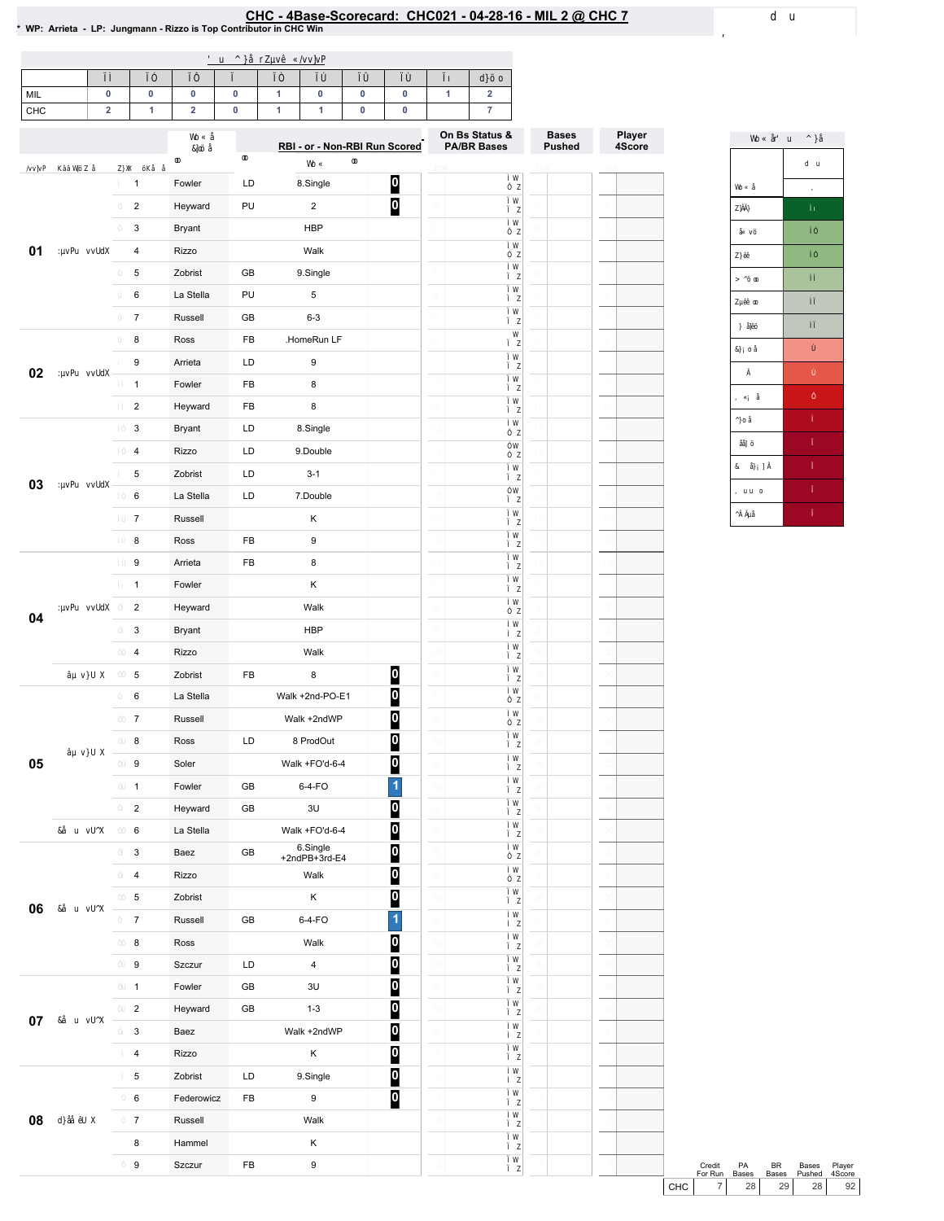# CHC - 4Base-Scorecard: CHC021 - 04-28-16 - MIL 2 @ CHC 7

\* WP: Arrieta - LP: Jungmann - Rizzo is Top Contributor in CHC Win

| | 01 | 02 | 03 | 04 | 05 | 06 | 07 | 08 | 09 | Total |
|---|---|---|---|---|---|---|---|---|---|---|
| MIL | 0 | 0 | 0 | 0 | 1 | 0 | 0 | 0 | 1 | 2 |
| CHC | 2 | 1 | 2 | 0 | 1 | 1 | 0 | 0 | | 7 |

| Inning | | # | Player | | RBI - or - Non-RBI Run Scored | | On Bs Status & PA/BR Bases | Bases Pushed | Player 4Score |
|---|---|---|---|---|---|---|---|---|---|
| 01 | | 1 | Fowler | LD | 8.Single | 0 | | | |
| | | 2 | Heyward | PU | 2 | 0 | | | |
| | | 3 | Bryant | | HBP | | | | |
| | | 4 | Rizzo | | Walk | | | | |
| | | 5 | Zobrist | GB | 9.Single | | | | |
| | | 6 | La Stella | PU | 5 | | | | |
| | | 7 | Russell | GB | 6-3 | | | | |
| 02 | | 8 | Ross | FB | .HomeRun LF | | | | |
| | | 9 | Arrieta | LD | 9 | | | | |
| | | 1 | Fowler | FB | 8 | | | | |
| | | 2 | Heyward | FB | 8 | | | | |
| 03 | | 3 | Bryant | LD | 8.Single | | | | |
| | | 4 | Rizzo | LD | 9.Double | | | | |
| | | 5 | Zobrist | LD | 3-1 | | | | |
| | | 6 | La Stella | LD | 7.Double | | | | |
| | | 7 | Russell | | K | | | | |
| | | 8 | Ross | FB | 9 | | | | |
| 04 | | 9 | Arrieta | FB | 8 | | | | |
| | | 1 | Fowler | | K | | | | |
| | | 2 | Heyward | | Walk | | | | |
| | | 3 | Bryant | | HBP | | | | |
| | | 4 | Rizzo | | Walk | | | | |
| | | 5 | Zobrist | FB | 8 | 0 | | | |
| 05 | | 6 | La Stella | | Walk +2nd-PO-E1 | 0 | | | |
| | | 7 | Russell | | Walk +2ndWP | 0 | | | |
| | | 8 | Ross | LD | 8 ProdOut | 0 | | | |
| | | 9 | Soler | | Walk +FO'd-6-4 | 0 | | | |
| | | 1 | Fowler | GB | 6-4-FO | 1 | | | |
| | | 2 | Heyward | GB | 3U | 0 | | | |
| | | 6 | La Stella | | Walk +FO'd-6-4 | 0 | | | |
| 06 | | 3 | Baez | GB | 6.Single +2ndPB+3rd-E4 | 0 | | | |
| | | 4 | Rizzo | | Walk | 0 | | | |
| | | 5 | Zobrist | | K | 0 | | | |
| | | 7 | Russell | GB | 6-4-FO | 1 | | | |
| | | 8 | Ross | | Walk | 0 | | | |
| | | 9 | Szczur | LD | 4 | 0 | | | |
| 07 | | 1 | Fowler | GB | 3U | 0 | | | |
| | | 2 | Heyward | GB | 1-3 | 0 | | | |
| | | 3 | Baez | | Walk +2ndWP | 0 | | | |
| | | 4 | Rizzo | | K | 0 | | | |
| 08 | | 5 | Zobrist | LD | 9.Single | 0 | | | |
| | | 6 | Federowicz | FB | 9 | 0 | | | |
| | | 7 | Russell | | Walk | | | | |
| | | 8 | Hammel | | K | | | | |
| | | 9 | Szczur | FB | 9 | | | | |

| | Credit For Run | PA Bases | BR Bases | Bases Pushed | Player 4Score |
|---|---|---|---|---|---|
| CHC | 7 | 28 | 29 | 28 | 92 |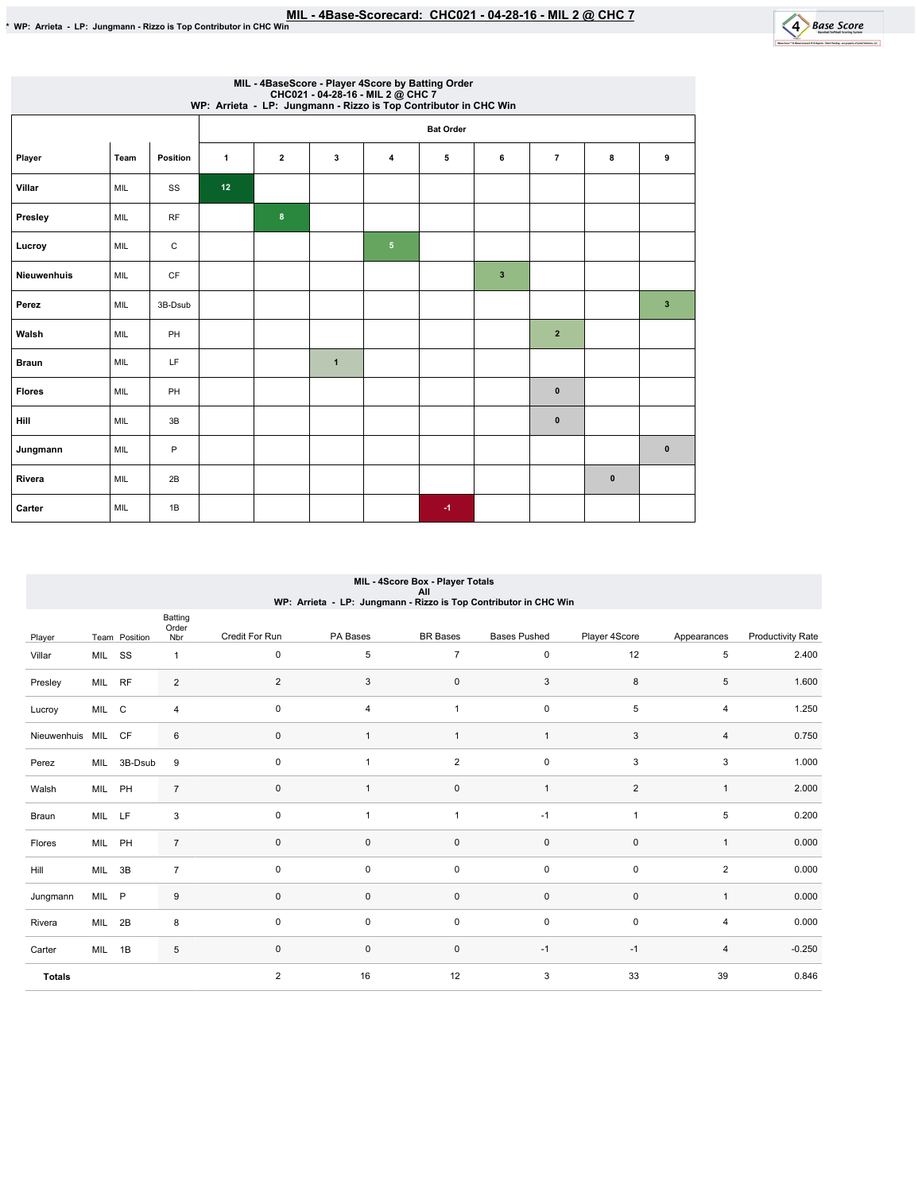# MIL - 4Base-Scorecard: CHC021 - 04-28-16 - MIL 2 @ CHC 7

* WP: Arrieta - LP: Jungmann - Rizzo is Top Contributor in CHC Win

## MIL - 4BaseScore - Player 4Score by Batting Order
CHC021 - 04-28-16 - MIL 2 @ CHC 7
WP: Arrieta - LP: Jungmann - Rizzo is Top Contributor in CHC Win

| Player | Team | Position | Bat Order 1 | 2 | 3 | 4 | 5 | 6 | 7 | 8 | 9 |
|---|---|---|---|---|---|---|---|---|---|---|---|
| Villar | MIL | SS | 12 | | | | | | | | |
| Presley | MIL | RF | | 8 | | | | | | | |
| Lucroy | MIL | C | | | | 5 | | | | | |
| Nieuwenhuis | MIL | CF | | | | | | 3 | | | |
| Perez | MIL | 3B-Dsub | | | | | | | | | 3 |
| Walsh | MIL | PH | | | | | | | 2 | | |
| Braun | MIL | LF | | | 1 | | | | | | |
| Flores | MIL | PH | | | | | | | 0 | | |
| Hill | MIL | 3B | | | | | | | 0 | | |
| Jungmann | MIL | P | | | | | | | | | 0 |
| Rivera | MIL | 2B | | | | | | | | 0 | |
| Carter | MIL | 1B | | | | | -1 | | | | |

## MIL - 4Score Box - Player Totals
All
WP: Arrieta - LP: Jungmann - Rizzo is Top Contributor in CHC Win

| Player | Team | Position | Batting Order Nbr | Credit For Run | PA Bases | BR Bases | Bases Pushed | Player 4Score | Appearances | Productivity Rate |
|---|---|---|---|---|---|---|---|---|---|---|
| Villar | MIL | SS | 1 | 0 | 5 | 7 | 0 | 12 | 5 | 2.400 |
| Presley | MIL | RF | 2 | 2 | 3 | 0 | 3 | 8 | 5 | 1.600 |
| Lucroy | MIL | C | 4 | 0 | 4 | 1 | 0 | 5 | 4 | 1.250 |
| Nieuwenhuis | MIL | CF | 6 | 0 | 1 | 1 | 1 | 3 | 4 | 0.750 |
| Perez | MIL | 3B-Dsub | 9 | 0 | 1 | 2 | 0 | 3 | 3 | 1.000 |
| Walsh | MIL | PH | 7 | 0 | 1 | 0 | 1 | 2 | 1 | 2.000 |
| Braun | MIL | LF | 3 | 0 | 1 | 1 | -1 | 1 | 5 | 0.200 |
| Flores | MIL | PH | 7 | 0 | 0 | 0 | 0 | 0 | 1 | 0.000 |
| Hill | MIL | 3B | 7 | 0 | 0 | 0 | 0 | 0 | 2 | 0.000 |
| Jungmann | MIL | P | 9 | 0 | 0 | 0 | 0 | 0 | 1 | 0.000 |
| Rivera | MIL | 2B | 8 | 0 | 0 | 0 | 0 | 0 | 4 | 0.000 |
| Carter | MIL | 1B | 5 | 0 | 0 | 0 | -1 | -1 | 4 | -0.250 |
| **Totals** | | | | 2 | 16 | 12 | 3 | 33 | 39 | 0.846 |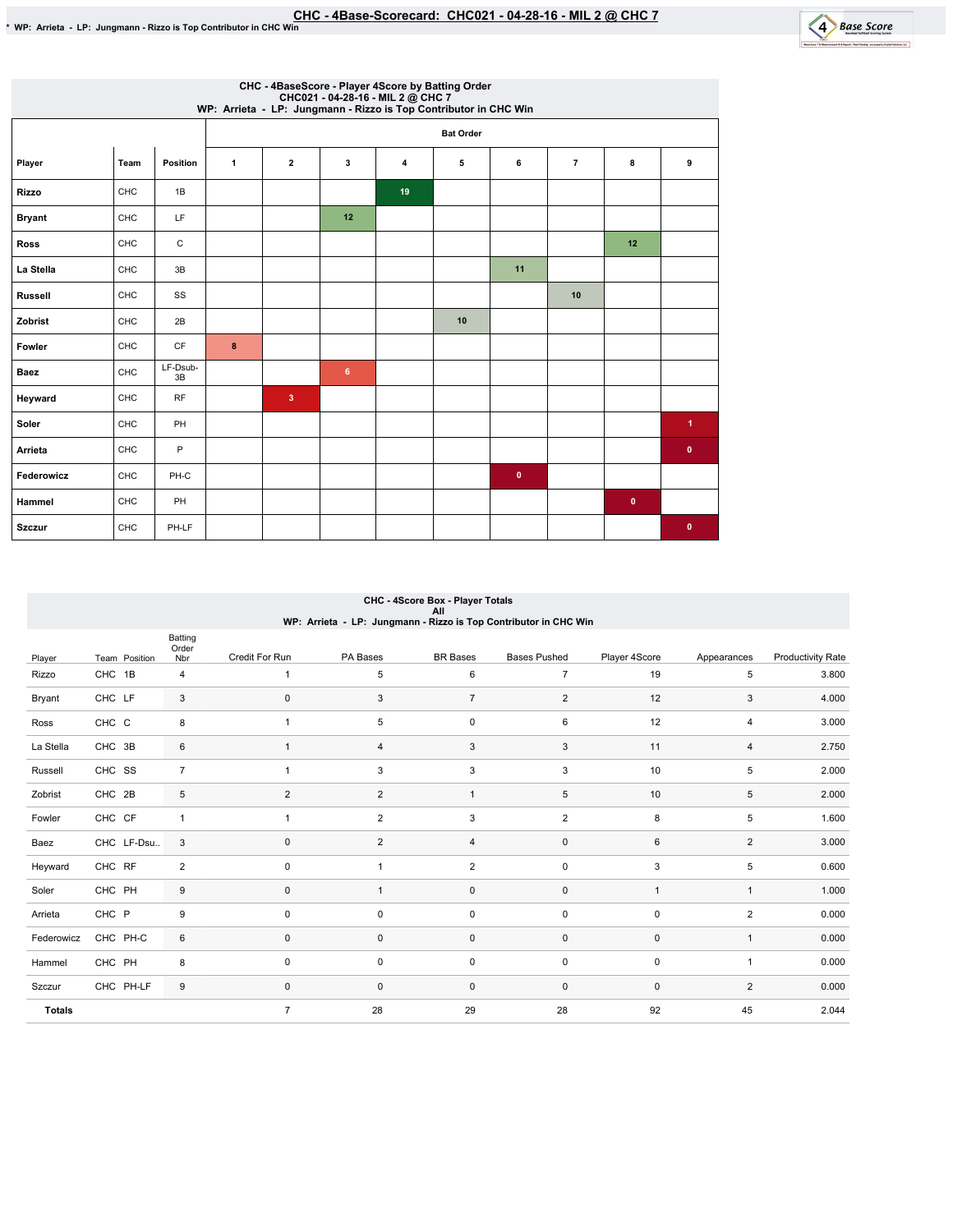# CHC - 4Base-Scorecard: CHC021 - 04-28-16 - MIL 2 @ CHC 7

* WP: Arrieta - LP: Jungmann - Rizzo is Top Contributor in CHC Win

### CHC - 4BaseScore - Player 4Score by Batting Order
CHC021 - 04-28-16 - MIL 2 @ CHC 7
WP: Arrieta - LP: Jungmann - Rizzo is Top Contributor in CHC Win

| Player | Team | Position | Bat Order 1 | 2 | 3 | 4 | 5 | 6 | 7 | 8 | 9 |
|---|---|---|---|---|---|---|---|---|---|---|---|
| Rizzo | CHC | 1B | | | | 19 | | | | | |
| Bryant | CHC | LF | | | 12 | | | | | | |
| Ross | CHC | C | | | | | | | | 12 | |
| La Stella | CHC | 3B | | | | | | 11 | | | |
| Russell | CHC | SS | | | | | | | 10 | | |
| Zobrist | CHC | 2B | | | | | 10 | | | | |
| Fowler | CHC | CF | 8 | | | | | | | | |
| Baez | CHC | LF-Dsub-3B | | | 6 | | | | | | |
| Heyward | CHC | RF | | 3 | | | | | | | |
| Soler | CHC | PH | | | | | | | | | 1 |
| Arrieta | CHC | P | | | | | | | | | 0 |
| Federowicz | CHC | PH-C | | | | | | 0 | | | |
| Hammel | CHC | PH | | | | | | | | 0 | |
| Szczur | CHC | PH-LF | | | | | | | | | 0 |

### CHC - 4Score Box - Player Totals
All
WP: Arrieta - LP: Jungmann - Rizzo is Top Contributor in CHC Win

| Player | Team | Position | Batting Order Nbr | Credit For Run | PA Bases | BR Bases | Bases Pushed | Player 4Score | Appearances | Productivity Rate |
|---|---|---|---|---|---|---|---|---|---|---|
| Rizzo | CHC | 1B | 4 | 1 | 5 | 6 | 7 | 19 | 5 | 3.800 |
| Bryant | CHC | LF | 3 | 0 | 3 | 7 | 2 | 12 | 3 | 4.000 |
| Ross | CHC | C | 8 | 1 | 5 | 0 | 6 | 12 | 4 | 3.000 |
| La Stella | CHC | 3B | 6 | 1 | 4 | 3 | 3 | 11 | 4 | 2.750 |
| Russell | CHC | SS | 7 | 1 | 3 | 3 | 3 | 10 | 5 | 2.000 |
| Zobrist | CHC | 2B | 5 | 2 | 2 | 1 | 5 | 10 | 5 | 2.000 |
| Fowler | CHC | CF | 1 | 1 | 2 | 3 | 2 | 8 | 5 | 1.600 |
| Baez | CHC | LF-Dsu.. | 3 | 0 | 2 | 4 | 0 | 6 | 2 | 3.000 |
| Heyward | CHC | RF | 2 | 0 | 1 | 2 | 0 | 3 | 5 | 0.600 |
| Soler | CHC | PH | 9 | 0 | 1 | 0 | 0 | 1 | 1 | 1.000 |
| Arrieta | CHC | P | 9 | 0 | 0 | 0 | 0 | 0 | 2 | 0.000 |
| Federowicz | CHC | PH-C | 6 | 0 | 0 | 0 | 0 | 0 | 1 | 0.000 |
| Hammel | CHC | PH | 8 | 0 | 0 | 0 | 0 | 0 | 1 | 0.000 |
| Szczur | CHC | PH-LF | 9 | 0 | 0 | 0 | 0 | 0 | 2 | 0.000 |
| **Totals** | | | | 7 | 28 | 29 | 28 | 92 | 45 | 2.044 |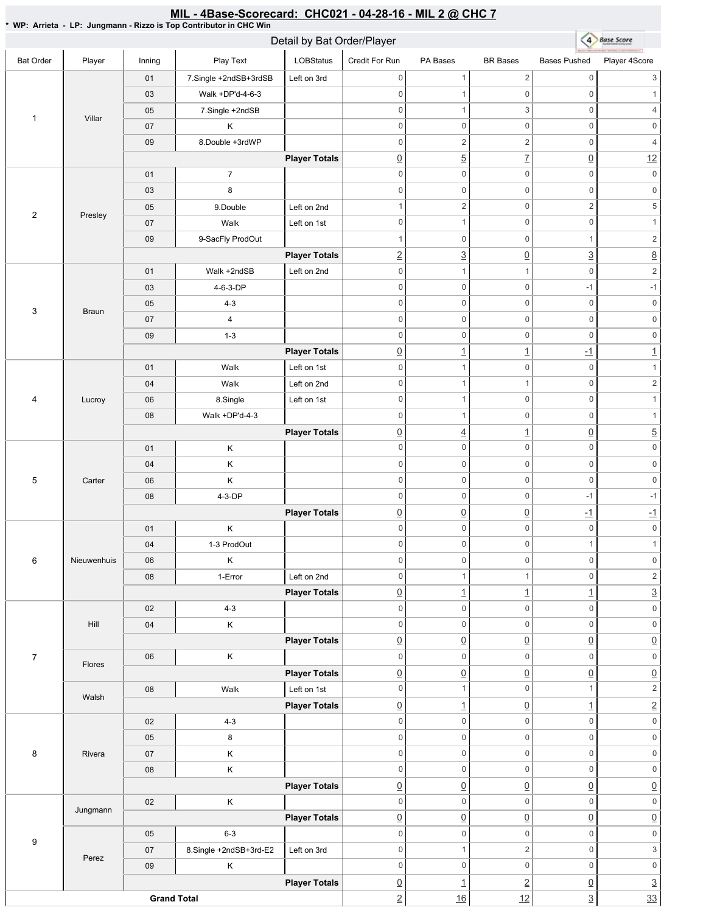# MIL - 4Base-Scorecard: CHC021 - 04-28-16 - MIL 2 @ CHC 7

\* WP: Arrieta - LP: Jungmann - Rizzo is Top Contributor in CHC Win

## Detail by Bat Order/Player

| Bat Order | Player | Inning | Play Text | LOBStatus | Credit For Run | PA Bases | BR Bases | Bases Pushed | Player 4Score |
|---|---|---|---|---|---|---|---|---|---|
| 1 | Villar | 01 | 7.Single +2ndSB+3rdSB | Left on 3rd | 0 | 1 | 2 | 0 | 3 |
| | | 03 | Walk +DP'd-4-6-3 | | 0 | 1 | 0 | 0 | 1 |
| | | 05 | 7.Single +2ndSB | | 0 | 1 | 3 | 0 | 4 |
| | | 07 | K | | 0 | 0 | 0 | 0 | 0 |
| | | 09 | 8.Double +3rdWP | | 0 | 2 | 2 | 0 | 4 |
| | | | | **Player Totals** | 0 | 5 | 7 | 0 | 12 |
| 2 | Presley | 01 | 7 | | 0 | 0 | 0 | 0 | 0 |
| | | 03 | 8 | | 0 | 0 | 0 | 0 | 0 |
| | | 05 | 9.Double | Left on 2nd | 1 | 2 | 0 | 2 | 5 |
| | | 07 | Walk | Left on 1st | 0 | 1 | 0 | 0 | 1 |
| | | 09 | 9-SacFly ProdOut | | 1 | 0 | 0 | 1 | 2 |
| | | | | **Player Totals** | 2 | 3 | 0 | 3 | 8 |
| 3 | Braun | 01 | Walk +2ndSB | Left on 2nd | 0 | 1 | 1 | 0 | 2 |
| | | 03 | 4-6-3-DP | | 0 | 0 | 0 | -1 | -1 |
| | | 05 | 4-3 | | 0 | 0 | 0 | 0 | 0 |
| | | 07 | 4 | | 0 | 0 | 0 | 0 | 0 |
| | | 09 | 1-3 | | 0 | 0 | 0 | 0 | 0 |
| | | | | **Player Totals** | 0 | 1 | 1 | -1 | 1 |
| 4 | Lucroy | 01 | Walk | Left on 1st | 0 | 1 | 0 | 0 | 1 |
| | | 04 | Walk | Left on 2nd | 0 | 1 | 1 | 0 | 2 |
| | | 06 | 8.Single | Left on 1st | 0 | 1 | 0 | 0 | 1 |
| | | 08 | Walk +DP'd-4-3 | | 0 | 1 | 0 | 0 | 1 |
| | | | | **Player Totals** | 0 | 4 | 1 | 0 | 5 |
| 5 | Carter | 01 | K | | 0 | 0 | 0 | 0 | 0 |
| | | 04 | K | | 0 | 0 | 0 | 0 | 0 |
| | | 06 | K | | 0 | 0 | 0 | 0 | 0 |
| | | 08 | 4-3-DP | | 0 | 0 | 0 | -1 | -1 |
| | | | | **Player Totals** | 0 | 0 | 0 | -1 | -1 |
| 6 | Nieuwenhuis | 01 | K | | 0 | 0 | 0 | 0 | 0 |
| | | 04 | 1-3 ProdOut | | 0 | 0 | 0 | 1 | 1 |
| | | 06 | K | | 0 | 0 | 0 | 0 | 0 |
| | | 08 | 1-Error | Left on 2nd | 0 | 1 | 1 | 0 | 2 |
| | | | | **Player Totals** | 0 | 1 | 1 | 1 | 3 |
| 7 | Hill | 02 | 4-3 | | 0 | 0 | 0 | 0 | 0 |
| | | 04 | K | | 0 | 0 | 0 | 0 | 0 |
| | | | | **Player Totals** | 0 | 0 | 0 | 0 | 0 |
| | Flores | 06 | K | | 0 | 0 | 0 | 0 | 0 |
| | | | | **Player Totals** | 0 | 0 | 0 | 0 | 0 |
| | Walsh | 08 | Walk | Left on 1st | 0 | 1 | 0 | 1 | 2 |
| | | | | **Player Totals** | 0 | 1 | 0 | 1 | 2 |
| 8 | Rivera | 02 | 4-3 | | 0 | 0 | 0 | 0 | 0 |
| | | 05 | 8 | | 0 | 0 | 0 | 0 | 0 |
| | | 07 | K | | 0 | 0 | 0 | 0 | 0 |
| | | 08 | K | | 0 | 0 | 0 | 0 | 0 |
| | | | | **Player Totals** | 0 | 0 | 0 | 0 | 0 |
| 9 | Jungmann | 02 | K | | 0 | 0 | 0 | 0 | 0 |
| | | | | **Player Totals** | 0 | 0 | 0 | 0 | 0 |
| | Perez | 05 | 6-3 | | 0 | 0 | 0 | 0 | 0 |
| | | 07 | 8.Single +2ndSB+3rd-E2 | Left on 3rd | 0 | 1 | 2 | 0 | 3 |
| | | 09 | K | | 0 | 0 | 0 | 0 | 0 |
| | | | | **Player Totals** | 0 | 1 | 2 | 0 | 3 |
| **Grand Total** | | | | | 2 | 16 | 12 | 3 | 33 |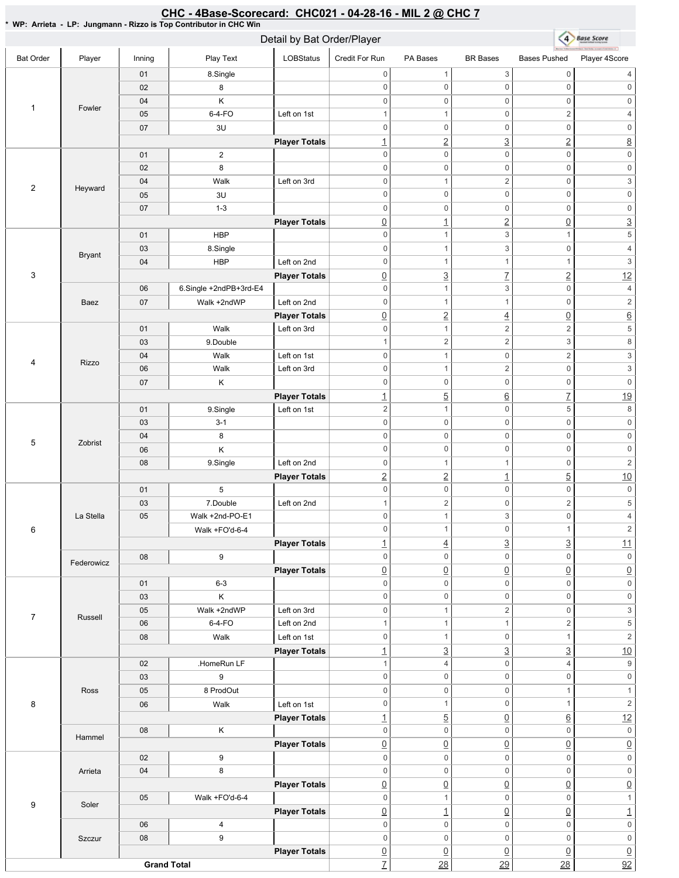# CHC - 4Base-Scorecard: CHC021 - 04-28-16 - MIL 2 @ CHC 7

* WP: Arrieta - LP: Jungmann - Rizzo is Top Contributor in CHC Win

## Detail by Bat Order/Player

| Bat Order | Player | Inning | Play Text | LOBStatus | Credit For Run | PA Bases | BR Bases | Bases Pushed | Player 4Score |
|---|---|---|---|---|---|---|---|---|---|
| 1 | Fowler | 01 | 8.Single | | 0 | 1 | 3 | 0 | 4 |
| | | 02 | 8 | | 0 | 0 | 0 | 0 | 0 |
| | | 04 | K | | 0 | 0 | 0 | 0 | 0 |
| | | 05 | 6-4-FO | Left on 1st | 1 | 1 | 0 | 2 | 4 |
| | | 07 | 3U | | 0 | 0 | 0 | 0 | 0 |
| | | | | Player Totals | 1 | 2 | 3 | 2 | 8 |
| 2 | Heyward | 01 | 2 | | 0 | 0 | 0 | 0 | 0 |
| | | 02 | 8 | | 0 | 0 | 0 | 0 | 0 |
| | | 04 | Walk | Left on 3rd | 0 | 1 | 2 | 0 | 3 |
| | | 05 | 3U | | 0 | 0 | 0 | 0 | 0 |
| | | 07 | 1-3 | | 0 | 0 | 0 | 0 | 0 |
| | | | | Player Totals | 0 | 1 | 2 | 0 | 3 |
| 3 | Bryant | 01 | HBP | | 0 | 1 | 3 | 1 | 5 |
| | | 03 | 8.Single | | 0 | 1 | 3 | 0 | 4 |
| | | 04 | HBP | Left on 2nd | 0 | 1 | 1 | 1 | 3 |
| | | | | Player Totals | 0 | 3 | 7 | 2 | 12 |
| | Baez | 06 | 6.Single +2ndPB+3rd-E4 | | 0 | 1 | 3 | 0 | 4 |
| | | 07 | Walk +2ndWP | Left on 2nd | 0 | 1 | 1 | 0 | 2 |
| | | | | Player Totals | 0 | 2 | 4 | 0 | 6 |
| 4 | Rizzo | 01 | Walk | Left on 3rd | 0 | 1 | 2 | 2 | 5 |
| | | 03 | 9.Double | | 1 | 2 | 2 | 3 | 8 |
| | | 04 | Walk | Left on 1st | 0 | 1 | 0 | 2 | 3 |
| | | 06 | Walk | Left on 3rd | 0 | 1 | 2 | 0 | 3 |
| | | 07 | K | | 0 | 0 | 0 | 0 | 0 |
| | | | | Player Totals | 1 | 5 | 6 | 7 | 19 |
| 5 | Zobrist | 01 | 9.Single | Left on 1st | 2 | 1 | 0 | 5 | 8 |
| | | 03 | 3-1 | | 0 | 0 | 0 | 0 | 0 |
| | | 04 | 8 | | 0 | 0 | 0 | 0 | 0 |
| | | 06 | K | | 0 | 0 | 0 | 0 | 0 |
| | | 08 | 9.Single | Left on 2nd | 0 | 1 | 1 | 0 | 2 |
| | | | | Player Totals | 2 | 2 | 1 | 5 | 10 |
| 6 | La Stella | 01 | 5 | | 0 | 0 | 0 | 0 | 0 |
| | | 03 | 7.Double | Left on 2nd | 1 | 2 | 0 | 2 | 5 |
| | | 05 | Walk +2nd-PO-E1 | | 0 | 1 | 3 | 0 | 4 |
| | | | Walk +FO'd-6-4 | | 0 | 1 | 0 | 1 | 2 |
| | | | | Player Totals | 1 | 4 | 3 | 3 | 11 |
| | Federowicz | 08 | 9 | | 0 | 0 | 0 | 0 | 0 |
| | | | | Player Totals | 0 | 0 | 0 | 0 | 0 |
| 7 | Russell | 01 | 6-3 | | 0 | 0 | 0 | 0 | 0 |
| | | 03 | K | | 0 | 0 | 0 | 0 | 0 |
| | | 05 | Walk +2ndWP | Left on 3rd | 0 | 1 | 2 | 0 | 3 |
| | | 06 | 6-4-FO | Left on 2nd | 1 | 1 | 1 | 2 | 5 |
| | | 08 | Walk | Left on 1st | 0 | 1 | 0 | 1 | 2 |
| | | | | Player Totals | 1 | 3 | 3 | 3 | 10 |
| 8 | Ross | 02 | .HomeRun LF | | 1 | 4 | 0 | 4 | 9 |
| | | 03 | 9 | | 0 | 0 | 0 | 0 | 0 |
| | | 05 | 8 ProdOut | | 0 | 0 | 0 | 1 | 1 |
| | | 06 | Walk | Left on 1st | 0 | 1 | 0 | 1 | 2 |
| | | | | Player Totals | 1 | 5 | 0 | 6 | 12 |
| | Hammel | 08 | K | | 0 | 0 | 0 | 0 | 0 |
| | | | | Player Totals | 0 | 0 | 0 | 0 | 0 |
| 9 | Arrieta | 02 | 9 | | 0 | 0 | 0 | 0 | 0 |
| | | 04 | 8 | | 0 | 0 | 0 | 0 | 0 |
| | | | | Player Totals | 0 | 0 | 0 | 0 | 0 |
| | Soler | 05 | Walk +FO'd-6-4 | | 0 | 1 | 0 | 0 | 1 |
| | | | | Player Totals | 0 | 1 | 0 | 0 | 1 |
| | Szczur | 06 | 4 | | 0 | 0 | 0 | 0 | 0 |
| | | 08 | 9 | | 0 | 0 | 0 | 0 | 0 |
| | | | | Player Totals | 0 | 0 | 0 | 0 | 0 |
| Grand Total | | | | | 7 | 28 | 29 | 28 | 92 |